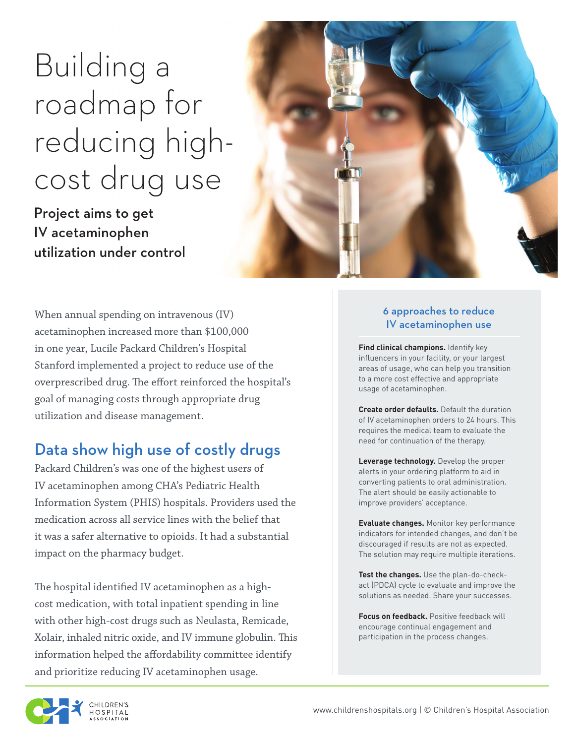# Building a roadmap for reducing high-cost drug use

**Project aims to get IV acetaminophen utilization under control**

When annual spending on intravenous (IV) acetaminophen increased more than $100,000 in one year, Lucile Packard Children's Hospital Stanford implemented a project to reduce use of the overprescribed drug. The effort reinforced the hospital's goal of managing costs through appropriate drug utilization and disease management.

## Data show high use of costly drugs

Packard Children's was one of the highest users of IV acetaminophen among CHA's Pediatric Health Information System (PHIS) hospitals. Providers used the medication across all service lines with the belief that it was a safer alternative to opioids. It had a substantial impact on the pharmacy budget.

The hospital identified IV acetaminophen as a high-cost medication, with total inpatient spending in line with other high-cost drugs such as Neulasta, Remicade, Xolair, inhaled nitric oxide, and IV immune globulin. This information helped the affordability committee identify and prioritize reducing IV acetaminophen usage.

### 6 approaches to reduce IV acetaminophen use

**Find clinical champions.** Identify key influencers in your facility, or your largest areas of usage, who can help you transition to a more cost effective and appropriate usage of acetaminophen.

**Create order defaults.** Default the duration of IV acetaminophen orders to 24 hours. This requires the medical team to evaluate the need for continuation of the therapy.

**Leverage technology.** Develop the proper alerts in your ordering platform to aid in converting patients to oral administration. The alert should be easily actionable to improve providers' acceptance.

**Evaluate changes.** Monitor key performance indicators for intended changes, and don't be discouraged if results are not as expected. The solution may require multiple iterations.

**Test the changes.** Use the plan-do-check-act (PDCA) cycle to evaluate and improve the solutions as needed. Share your successes.

**Focus on feedback.** Positive feedback will encourage continual engagement and participation in the process changes.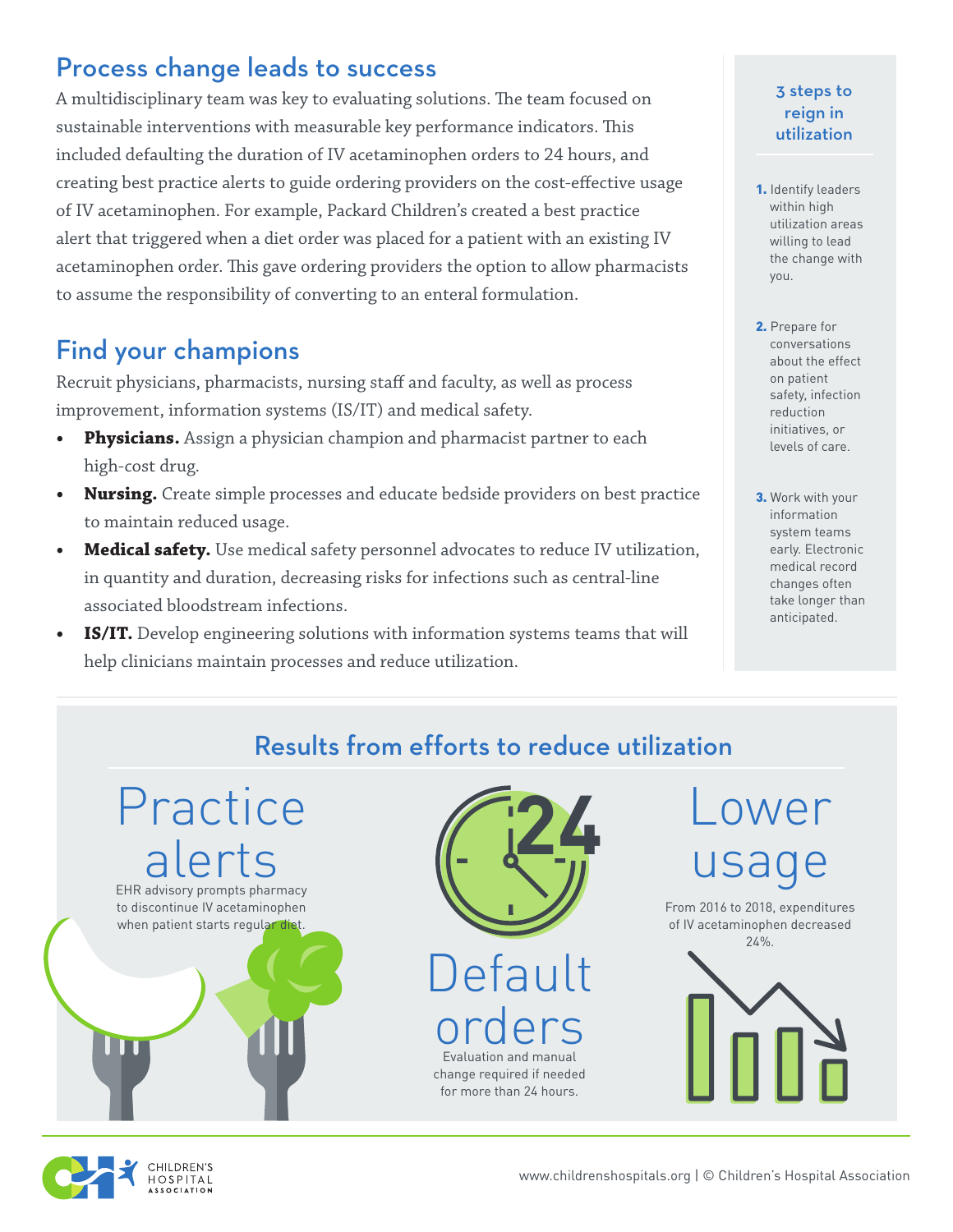## Process change leads to success

A multidisciplinary team was key to evaluating solutions. The team focused on sustainable interventions with measurable key performance indicators. This included defaulting the duration of IV acetaminophen orders to 24 hours, and creating best practice alerts to guide ordering providers on the cost-effective usage of IV acetaminophen. For example, Packard Children's created a best practice alert that triggered when a diet order was placed for a patient with an existing IV acetaminophen order. This gave ordering providers the option to allow pharmacists to assume the responsibility of converting to an enteral formulation.

## Find your champions

Recruit physicians, pharmacists, nursing staff and faculty, as well as process improvement, information systems (IS/IT) and medical safety.

- **Physicians.** Assign a physician champion and pharmacist partner to each high-cost drug.
- **Nursing.** Create simple processes and educate bedside providers on best practice to maintain reduced usage.
- **Medical safety.** Use medical safety personnel advocates to reduce IV utilization, in quantity and duration, decreasing risks for infections such as central-line associated bloodstream infections.
- **IS/IT.** Develop engineering solutions with information systems teams that will help clinicians maintain processes and reduce utilization.

### 3 steps to reign in utilization

1. Identify leaders within high utilization areas willing to lead the change with you.
2. Prepare for conversations about the effect on patient safety, infection reduction initiatives, or levels of care.
3. Work with your information system teams early. Electronic medical record changes often take longer than anticipated.

## Results from efforts to reduce utilization

**Practice alerts**

EHR advisory prompts pharmacy to discontinue IV acetaminophen when patient starts regular diet.

24

**Default orders**

Evaluation and manual change required if needed for more than 24 hours.

**Lower usage**

From 2016 to 2018, expenditures of IV acetaminophen decreased 24%.